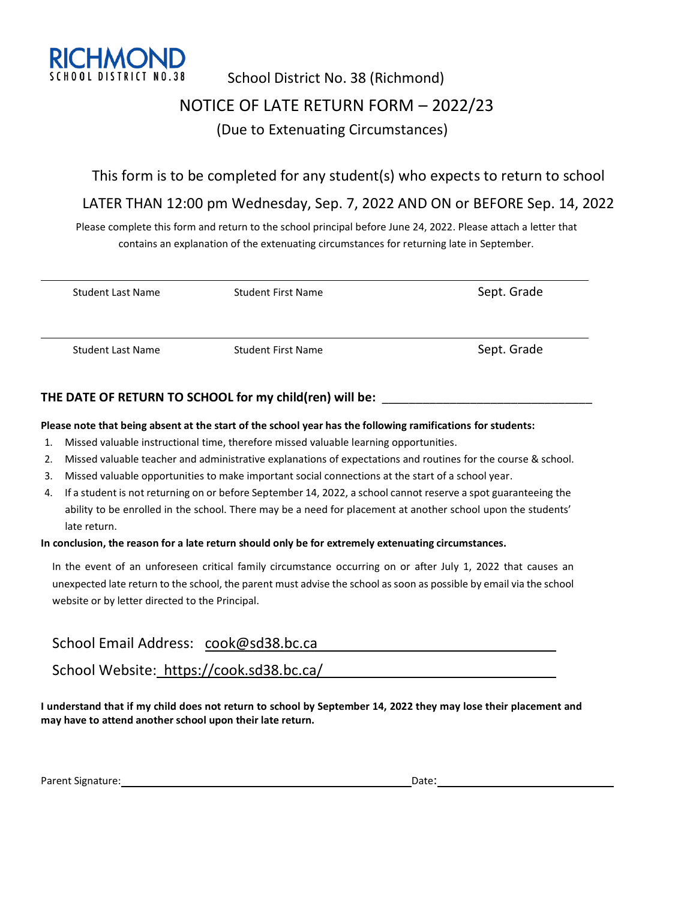RICHMOND
SCHOOL DISTRICT NO.38

School District No. 38 (Richmond)

# NOTICE OF LATE RETURN FORM – 2022/23

## (Due to Extenuating Circumstances)

This form is to be completed for any student(s) who expects to return to school

LATER THAN 12:00 pm Wednesday, Sep. 7, 2022 AND ON or BEFORE Sep. 14, 2022

Please complete this form and return to the school principal before June 24, 2022. Please attach a letter that contains an explanation of the extenuating circumstances for returning late in September.

| Student Last Name | Student First Name | Sept. Grade |
|---|---|---|
| | | |

| Student Last Name | Student First Name | Sept. Grade |
|---|---|---|
| | | |

**THE DATE OF RETURN TO SCHOOL for my child(ren) will be:** ______________________________

**Please note that being absent at the start of the school year has the following ramifications for students:**

1. Missed valuable instructional time, therefore missed valuable learning opportunities.
2. Missed valuable teacher and administrative explanations of expectations and routines for the course & school.
3. Missed valuable opportunities to make important social connections at the start of a school year.
4. If a student is not returning on or before September 14, 2022, a school cannot reserve a spot guaranteeing the ability to be enrolled in the school. There may be a need for placement at another school upon the students' late return.

**In conclusion, the reason for a late return should only be for extremely extenuating circumstances.**

In the event of an unforeseen critical family circumstance occurring on or after July 1, 2022 that causes an unexpected late return to the school, the parent must advise the school as soon as possible by email via the school website or by letter directed to the Principal.

School Email Address: cook@sd38.bc.ca

School Website: https://cook.sd38.bc.ca/

**I understand that if my child does not return to school by September 14, 2022 they may lose their placement and may have to attend another school upon their late return.**

Parent Signature: ______________________________ Date: ______________________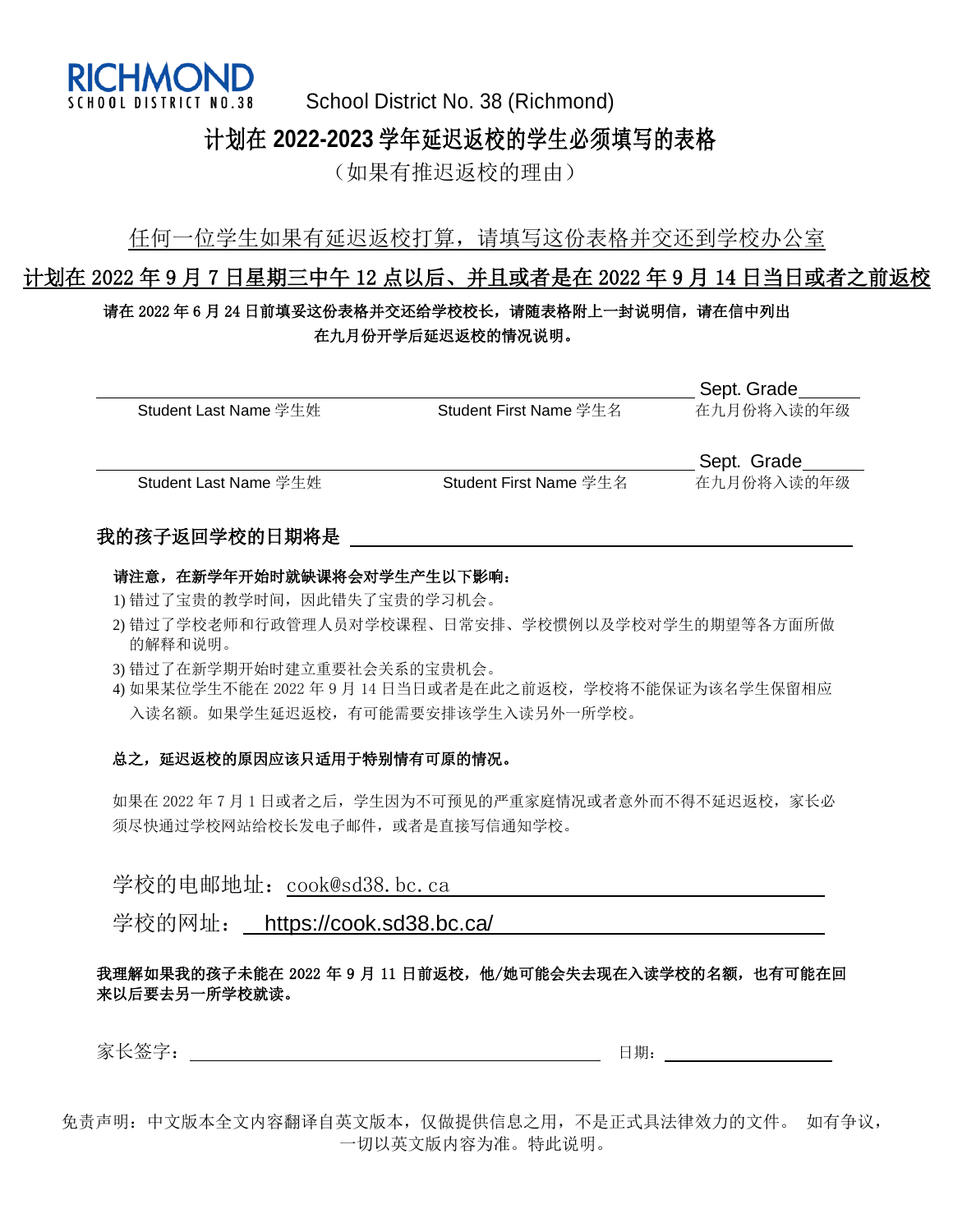RICHMOND
SCHOOL DISTRICT NO.38

School District No. 38 (Richmond)

# 计划在 2022-2023 学年延迟返校的学生必须填写的表格

（如果有推迟返校的理由）

任何一位学生如果有延迟返校打算，请填写这份表格并交还到学校办公室

计划在 2022 年 9 月 7 日星期三中午 12 点以后、并且或者是在 2022 年 9 月 14 日当日或者之前返校

**请在 2022 年 6 月 24 日前填妥这份表格并交还给学校校长，请随表格附上一封说明信，请在信中列出在九月份开学后延迟返校的情况说明。**

| | | |
|---|---|---|
| ______________ | ______________ | Sept. Grade______ |
| Student Last Name 学生姓 | Student First Name 学生名 | 在九月份将入读的年级 |
| ______________ | ______________ | Sept. Grade______ |
| Student Last Name 学生姓 | Student First Name 学生名 | 在九月份将入读的年级 |

**我的孩子返回学校的日期将是** ______________________________

**请注意，在新学年开始时就缺课将会对学生产生以下影响：**

1) 错过了宝贵的教学时间，因此错失了宝贵的学习机会。
2) 错过了学校老师和行政管理人员对学校课程、日常安排、学校惯例以及学校对学生的期望等各方面所做的解释和说明。
3) 错过了在新学期开始时建立重要社会关系的宝贵机会。
4) 如果某位学生不能在 2022 年 9 月 14 日当日或者是在此之前返校，学校将不能保证为该名学生保留相应入读名额。如果学生延迟返校，有可能需要安排该学生入读另外一所学校。

**总之，延迟返校的原因应该只适用于特别情有可原的情况。**

如果在 2022 年 7 月 1 日或者之后，学生因为不可预见的严重家庭情况或者意外而不得不延迟返校，家长必须尽快通过学校网站给校长发电子邮件，或者是直接写信通知学校。

学校的电邮地址：cook@sd38.bc.ca

学校的网址： https://cook.sd38.bc.ca/

**我理解如果我的孩子未能在 2022 年 9 月 11 日前返校，他/她可能会失去现在入读学校的名额，也有可能在回来以后要去另一所学校就读。**

家长签字：______________________________ 日期：______________

免责声明：中文版本全文内容翻译自英文版本，仅做提供信息之用，不是正式具法律效力的文件。 如有争议，一切以英文版内容为准。特此说明。